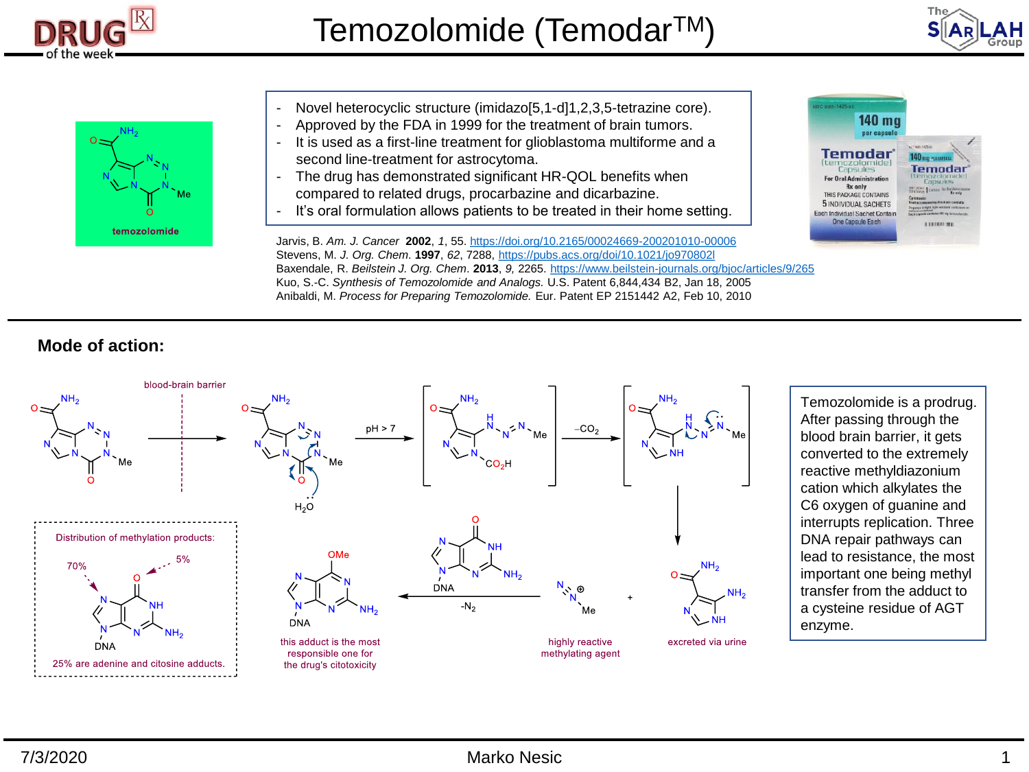# Temozolomide (Temodar™)

- Novel heterocyclic structure (imidazo[5,1-d]1,2,3,5-tetrazine core).
- Approved by the FDA in 1999 for the treatment of brain tumors.
- It is used as a first-line treatment for glioblastoma multiforme and a second line-treatment for astrocytoma.
- The drug has demonstrated significant HR-QOL benefits when compared to related drugs, procarbazine and dicarbazine.
- It's oral formulation allows patients to be treated in their home setting.

Jarvis, B. *Am. J. Cancer* **2002**, *1*, 55. https://doi.org/10.2165/00024669-200201010-00006
Stevens, M. *J. Org. Chem*. **1997**, *62*, 7288, https://pubs.acs.org/doi/10.1021/jo970802l
Baxendale, R. *Beilstein J. Org. Chem*. **2013**, *9,* 2265. https://www.beilstein-journals.org/bjoc/articles/9/265
Kuo, S.-C. *Synthesis of Temozolomide and Analogs.* U.S. Patent 6,844,434 B2, Jan 18, 2005
Anibaldi, M. *Process for Preparing Temozolomide.* Eur. Patent EP 2151442 A2, Feb 10, 2010

## Mode of action:

blood-brain barrier

pH > 7

$-CO_2$

$-N_2$

Distribution of methylation products:

70%

5%

25% are adenine and citosine adducts.

this adduct is the most responsible one for the drug's cytotoxicity

highly reactive methylating agent

excreted via urine

Temozolomide is a prodrug. After passing through the blood brain barrier, it gets converted to the extremely reactive methyldiazonium cation which alkylates the C6 oxygen of guanine and interrupts replication. Three DNA repair pathways can lead to resistance, the most important one being methyl transfer from the adduct to a cysteine residue of AGT enzyme.

7/3/2020 Marko Nesic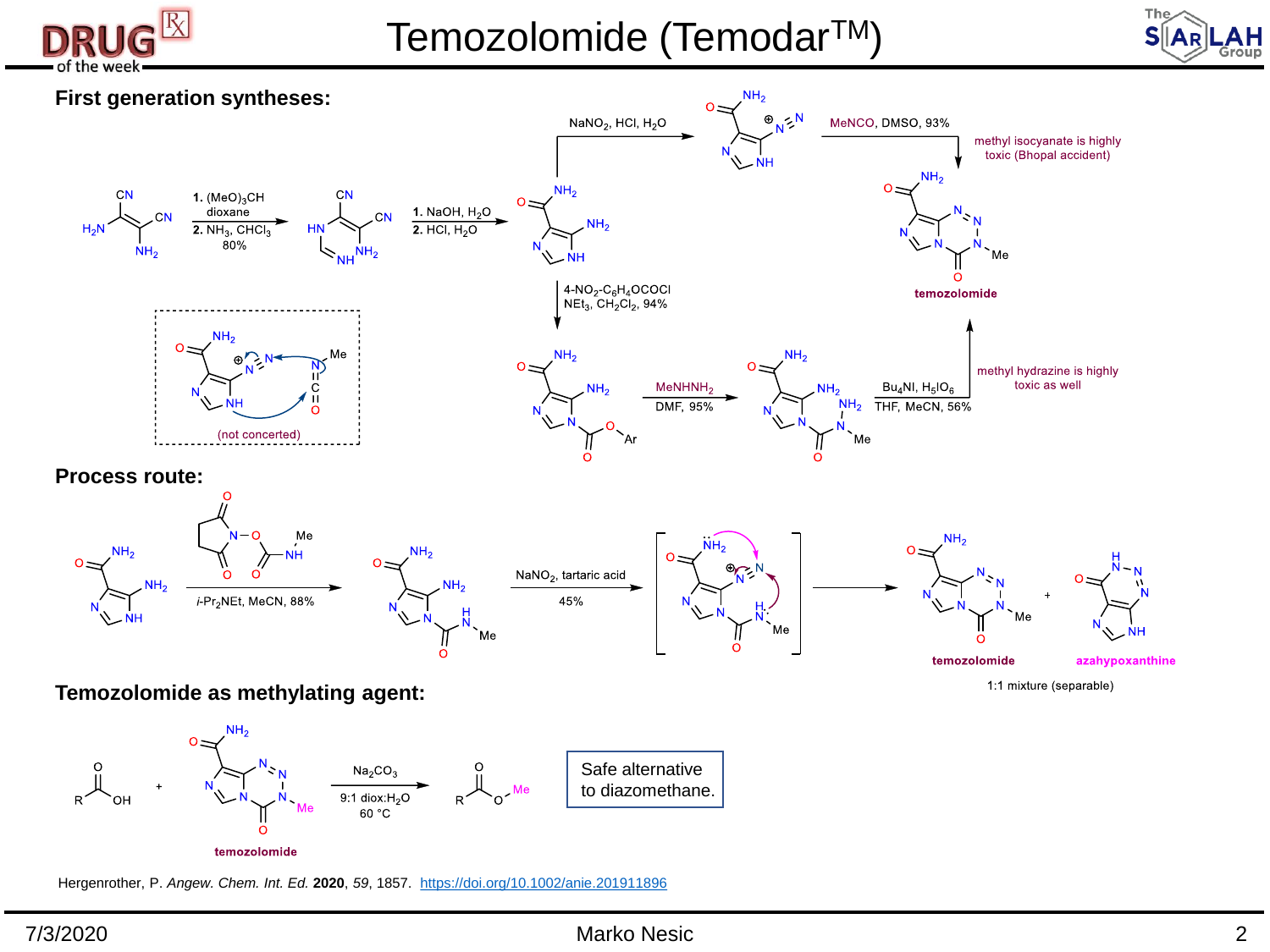# Temozolomide (Temodar™)

## First generation syntheses:

1. $(MeO)_3CH$, dioxane
2. $NH_3$, $CHCl_3$

80%

1. NaOH, $H_2O$
2. HCl, $H_2O$

$NaNO_2$, HCl, $H_2O$

MeNCO, DMSO, 93%

methyl isocyanate is highly toxic (Bhopal accident)

temozolomide

$4\text{-}NO_2\text{-}C_6H_4OCOCl$
$NEt_3$, $CH_2Cl_2$, 94%

$MeNHNH_2$
DMF, 95%

$Bu_4NI$, $H_5IO_6$
THF, MeCN, 56%

methyl hydrazine is highly toxic as well

(not concerted)

## Process route:

*i*-$Pr_2NEt$, MeCN, 88%

$NaNO_2$, tartaric acid

45%

temozolomide + azahypoxanthine

1:1 mixture (separable)

## Temozolomide as methylating agent:

$Na_2CO_3$

9:1 diox:$H_2O$

60 °C

temozolomide

Safe alternative to diazomethane.

Hergenrother, P. *Angew. Chem. Int. Ed.* **2020**, *59*, 1857. https://doi.org/10.1002/anie.201911896

7/3/2020 Marko Nesic